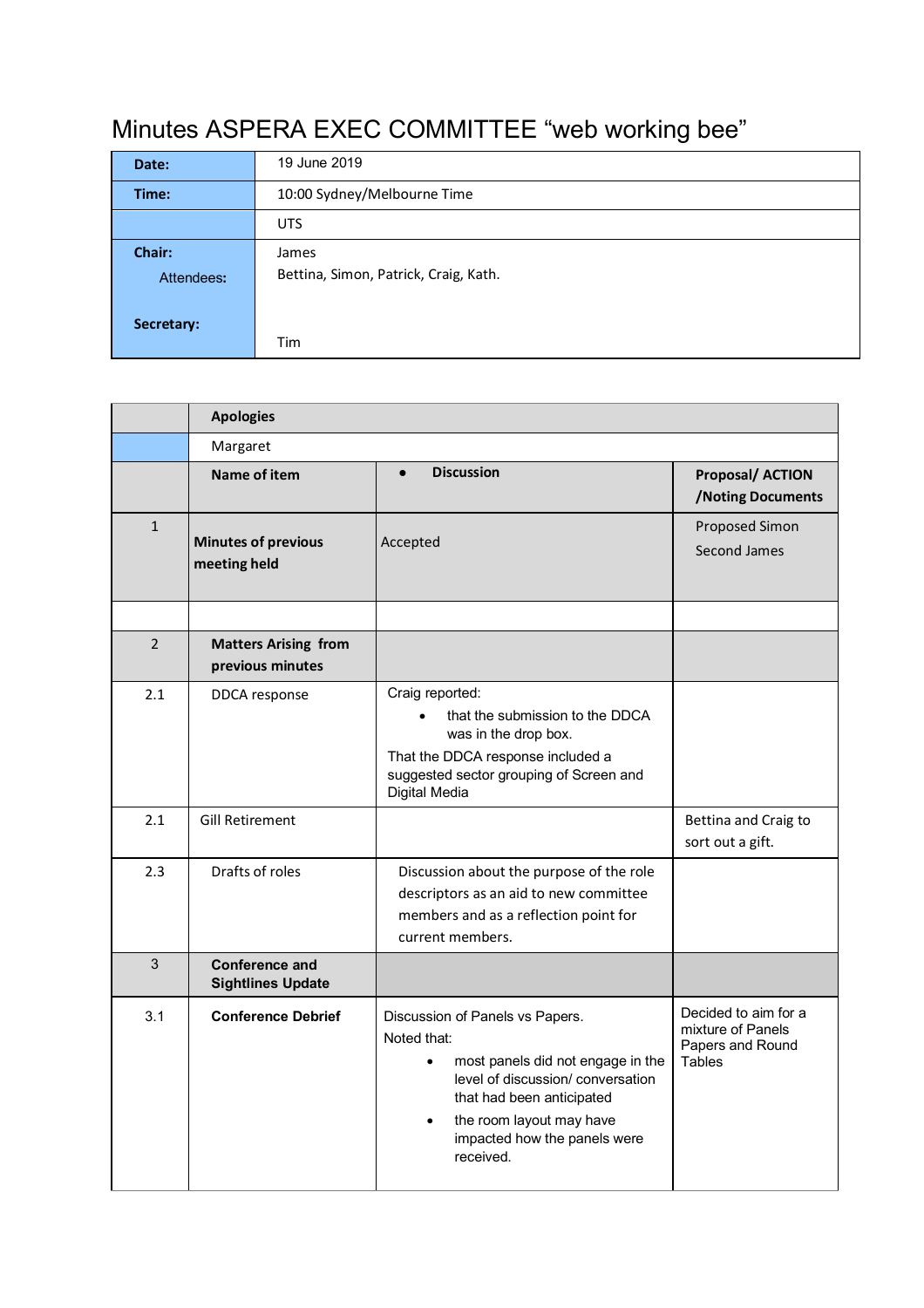# Minutes ASPERA EXEC COMMITTEE “web working bee”

| **Date:** | 19 June 2019 |
| --- | --- |
| **Time:** | 10:00 Sydney/Melbourne Time |
| | UTS |
| **Chair:** | James |
| **Attendees:** | Bettina, Simon, Patrick, Craig, Kath. |
| **Secretary:** | Tim |

| | **Apologies** | | |
| --- | --- | --- | --- |
| | Margaret | | |
| | **Name of item** | • **Discussion** | **Proposal/ ACTION /Noting Documents** |
| 1 | **Minutes of previous meeting held** | Accepted | Proposed Simon<br>Second James |
| | | | |
| 2 | **Matters Arising from previous minutes** | | |
| 2.1 | DDCA response | Craig reported:<br>• that the submission to the DDCA was in the drop box.<br>That the DDCA response included a suggested sector grouping of Screen and Digital Media | |
| 2.1 | Gill Retirement | | Bettina and Craig to sort out a gift. |
| 2.3 | Drafts of roles | Discussion about the purpose of the role descriptors as an aid to new committee members and as a reflection point for current members. | |
| 3 | **Conference and Sightlines Update** | | |
| 3.1 | **Conference Debrief** | Discussion of Panels vs Papers.<br>Noted that:<br>• most panels did not engage in the level of discussion/ conversation that had been anticipated<br>• the room layout may have impacted how the panels were received. | Decided to aim for a mixture of Panels Papers and Round Tables |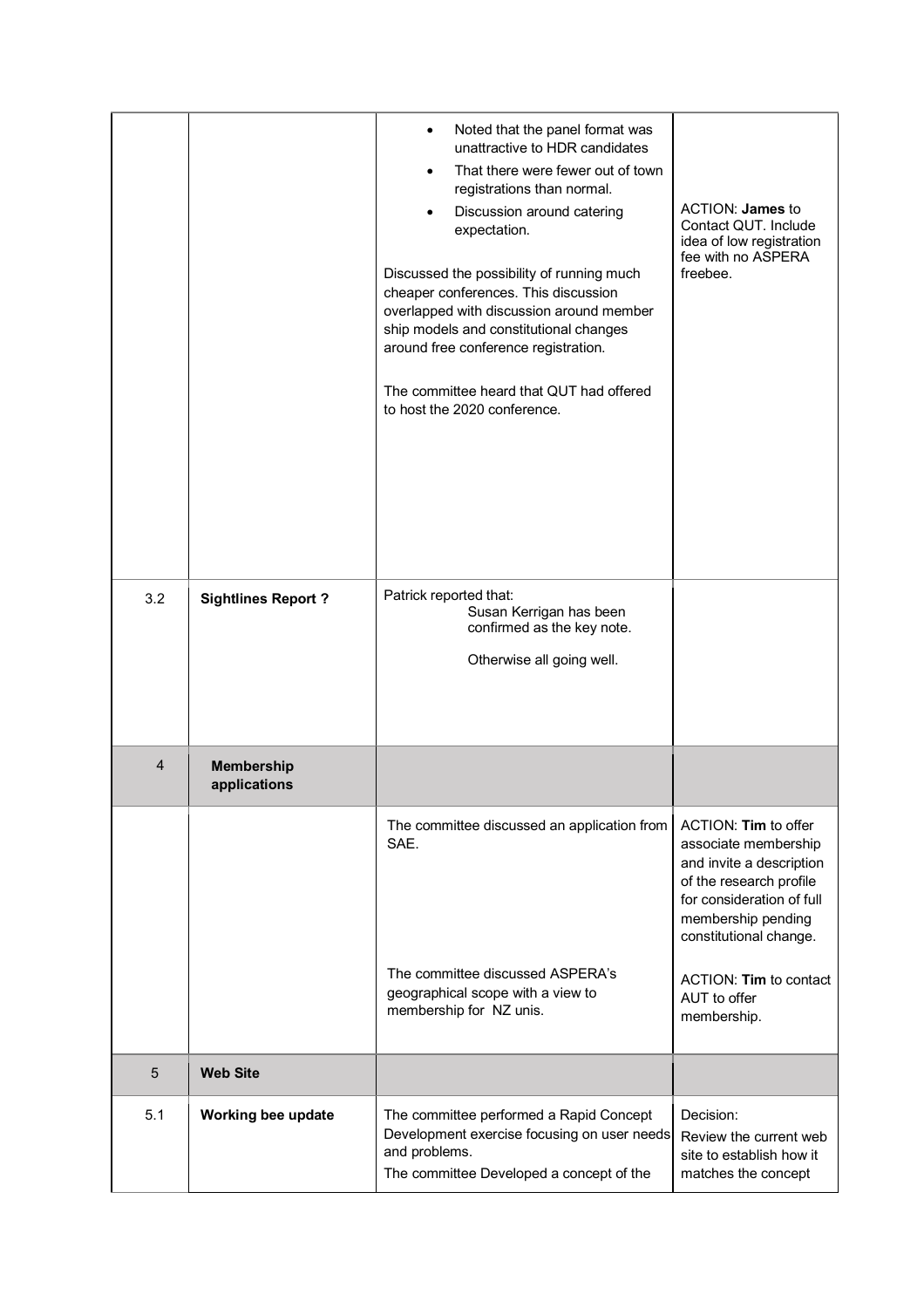| | | | |
|---|---|---|---|
| | | • Noted that the panel format was unattractive to HDR candidates<br>• That there were fewer out of town registrations than normal.<br>• Discussion around catering expectation.<br><br>Discussed the possibility of running much cheaper conferences. This discussion overlapped with discussion around member ship models and constitutional changes around free conference registration.<br><br>The committee heard that QUT had offered to host the 2020 conference. | ACTION: **James** to Contact QUT. Include idea of low registration fee with no ASPERA freebee. |
| 3.2 | **Sightlines Report ?** | Patrick reported that:<br>Susan Kerrigan has been confirmed as the key note.<br><br>Otherwise all going well. | |
| 4 | **Membership applications** | | |
| | | The committee discussed an application from SAE. | ACTION: **Tim** to offer associate membership and invite a description of the research profile for consideration of full membership pending constitutional change. |
| | | The committee discussed ASPERA's geographical scope with a view to membership for NZ unis. | ACTION: **Tim** to contact AUT to offer membership. |
| 5 | **Web Site** | | |
| 5.1 | **Working bee update** | The committee performed a Rapid Concept Development exercise focusing on user needs and problems.<br>The committee Developed a concept of the | Decision:<br>Review the current web site to establish how it matches the concept |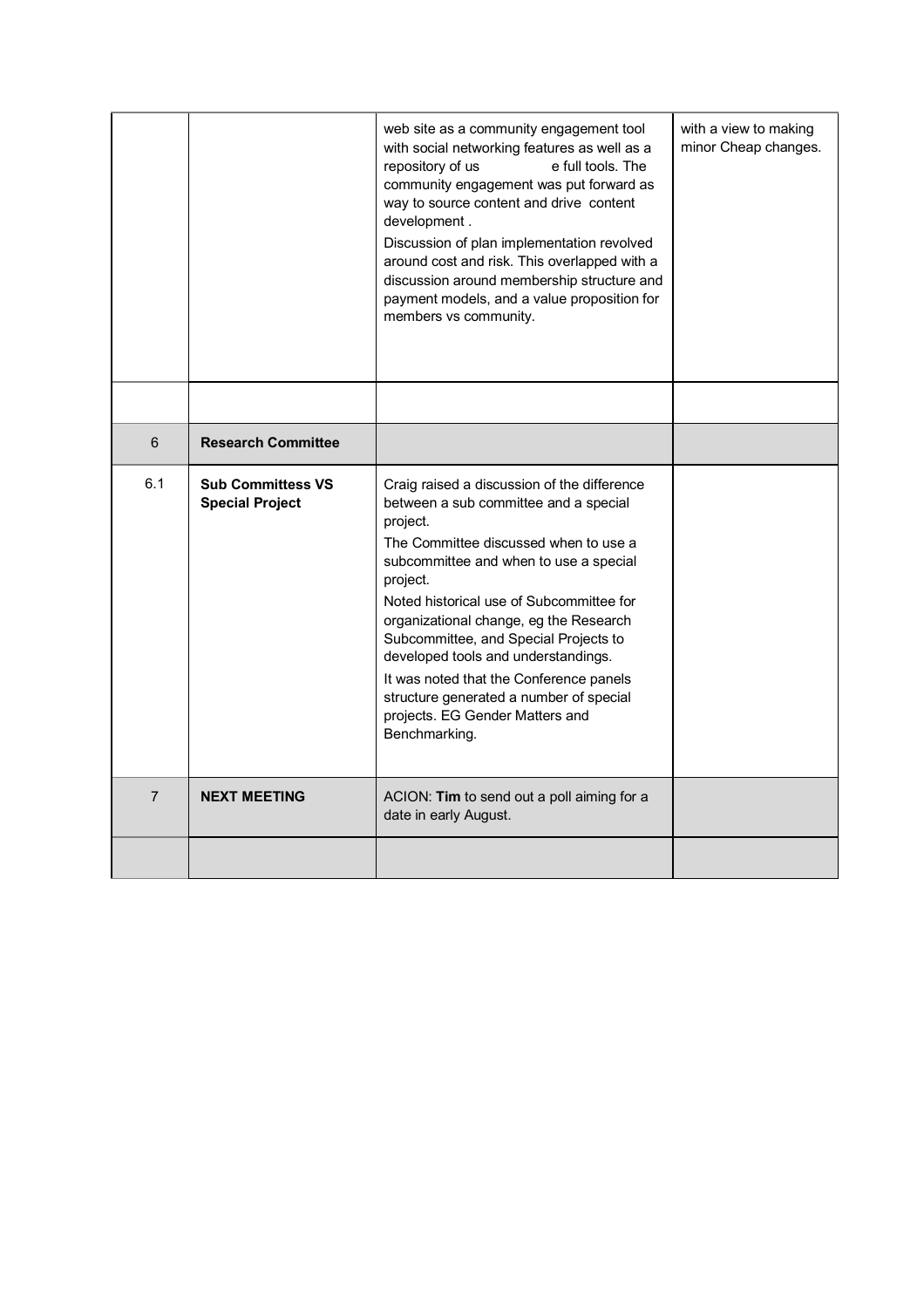| | | | |
|---|---|---|---|
| | | web site as a community engagement tool with social networking features as well as a repository of us e full tools. The community engagement was put forward as way to source content and drive content development .<br>Discussion of plan implementation revolved around cost and risk. This overlapped with a discussion around membership structure and payment models, and a value proposition for members vs community. | with a view to making minor Cheap changes. |
| | | | |
| 6 | **Research Committee** | | |
| 6.1 | **Sub Committess VS Special Project** | Craig raised a discussion of the difference between a sub committee and a special project.<br>The Committee discussed when to use a subcommittee and when to use a special project.<br>Noted historical use of Subcommittee for organizational change, eg the Research Subcommittee, and Special Projects to developed tools and understandings.<br>It was noted that the Conference panels structure generated a number of special projects. EG Gender Matters and Benchmarking. | |
| 7 | **NEXT MEETING** | ACION: **Tim** to send out a poll aiming for a date in early August. | |
| | | | |